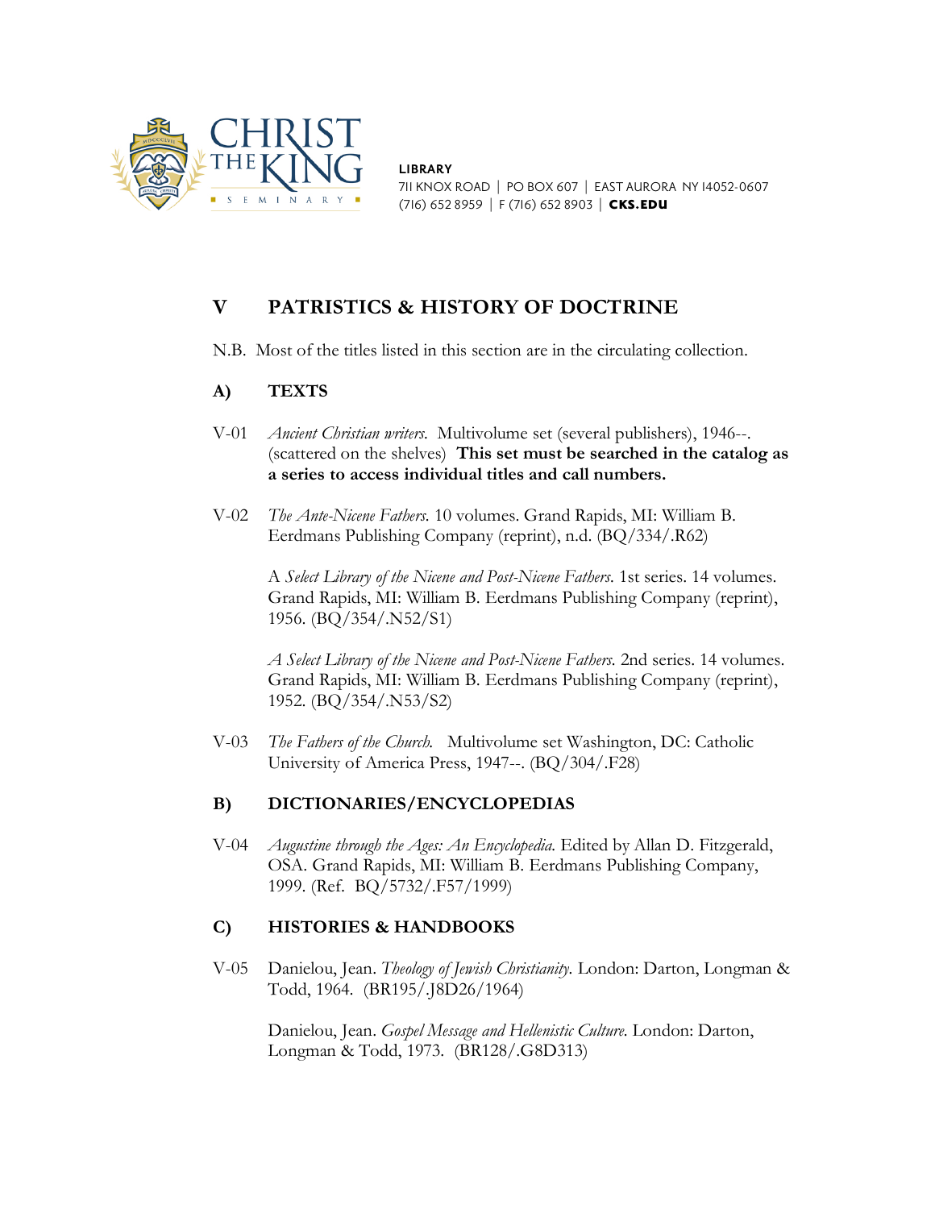**CHRIST THE KING SEMINARY**

**LIBRARY**
711 KNOX ROAD | PO BOX 607 | EAST AURORA NY 14052-0607
(716) 652 8959 | F (716) 652 8903 | **CKS.EDU**

# V PATRISTICS & HISTORY OF DOCTRINE

N.B. Most of the titles listed in this section are in the circulating collection.

## A) TEXTS

V-01 *Ancient Christian writers.* Multivolume set (several publishers), 1946--. (scattered on the shelves) **This set must be searched in the catalog as a series to access individual titles and call numbers.**

V-02 *The Ante-Nicene Fathers.* 10 volumes. Grand Rapids, MI: William B. Eerdmans Publishing Company (reprint), n.d. (BQ/334/.R62)

A *Select Library of the Nicene and Post-Nicene Fathers.* 1st series. 14 volumes. Grand Rapids, MI: William B. Eerdmans Publishing Company (reprint), 1956. (BQ/354/.N52/S1)

*A Select Library of the Nicene and Post-Nicene Fathers.* 2nd series. 14 volumes. Grand Rapids, MI: William B. Eerdmans Publishing Company (reprint), 1952. (BQ/354/.N53/S2)

V-03 *The Fathers of the Church.* Multivolume set Washington, DC: Catholic University of America Press, 1947--. (BQ/304/.F28)

## B) DICTIONARIES/ENCYCLOPEDIAS

V-04 *Augustine through the Ages: An Encyclopedia.* Edited by Allan D. Fitzgerald, OSA. Grand Rapids, MI: William B. Eerdmans Publishing Company, 1999. (Ref. BQ/5732/.F57/1999)

## C) HISTORIES & HANDBOOKS

V-05 Danielou, Jean. *Theology of Jewish Christianity.* London: Darton, Longman & Todd, 1964. (BR195/.J8D26/1964)

Danielou, Jean. *Gospel Message and Hellenistic Culture.* London: Darton, Longman & Todd, 1973. (BR128/.G8D313)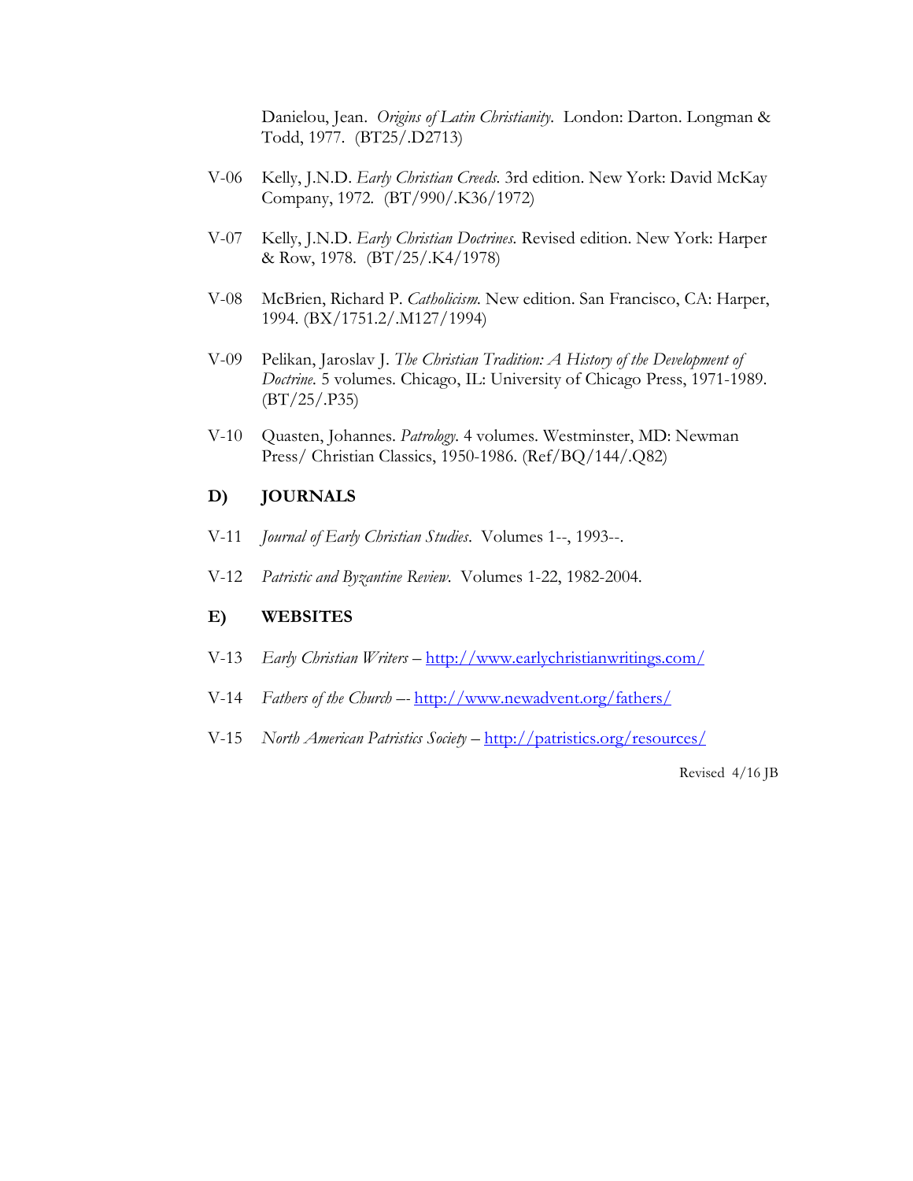Danielou, Jean. *Origins of Latin Christianity*. London: Darton. Longman & Todd, 1977. (BT25/.D2713)

V-06 Kelly, J.N.D. *Early Christian Creeds.* 3rd edition. New York: David McKay Company, 1972. (BT/990/.K36/1972)

V-07 Kelly, J.N.D. *Early Christian Doctrines.* Revised edition. New York: Harper & Row, 1978. (BT/25/.K4/1978)

V-08 McBrien, Richard P. *Catholicism.* New edition. San Francisco, CA: Harper, 1994. (BX/1751.2/.M127/1994)

V-09 Pelikan, Jaroslav J. *The Christian Tradition: A History of the Development of Doctrine.* 5 volumes. Chicago, IL: University of Chicago Press, 1971-1989. (BT/25/.P35)

V-10 Quasten, Johannes. *Patrology.* 4 volumes. Westminster, MD: Newman Press/ Christian Classics, 1950-1986. (Ref/BQ/144/.Q82)

## D) JOURNALS

V-11 *Journal of Early Christian Studies*. Volumes 1--, 1993--.

V-12 *Patristic and Byzantine Review*. Volumes 1-22, 1982-2004.

## E) WEBSITES

V-13 *Early Christian Writers* – http://www.earlychristianwritings.com/

V-14 *Fathers of the Church* –- http://www.newadvent.org/fathers/

V-15 *North American Patristics Society* – http://patristics.org/resources/

Revised 4/16 JB